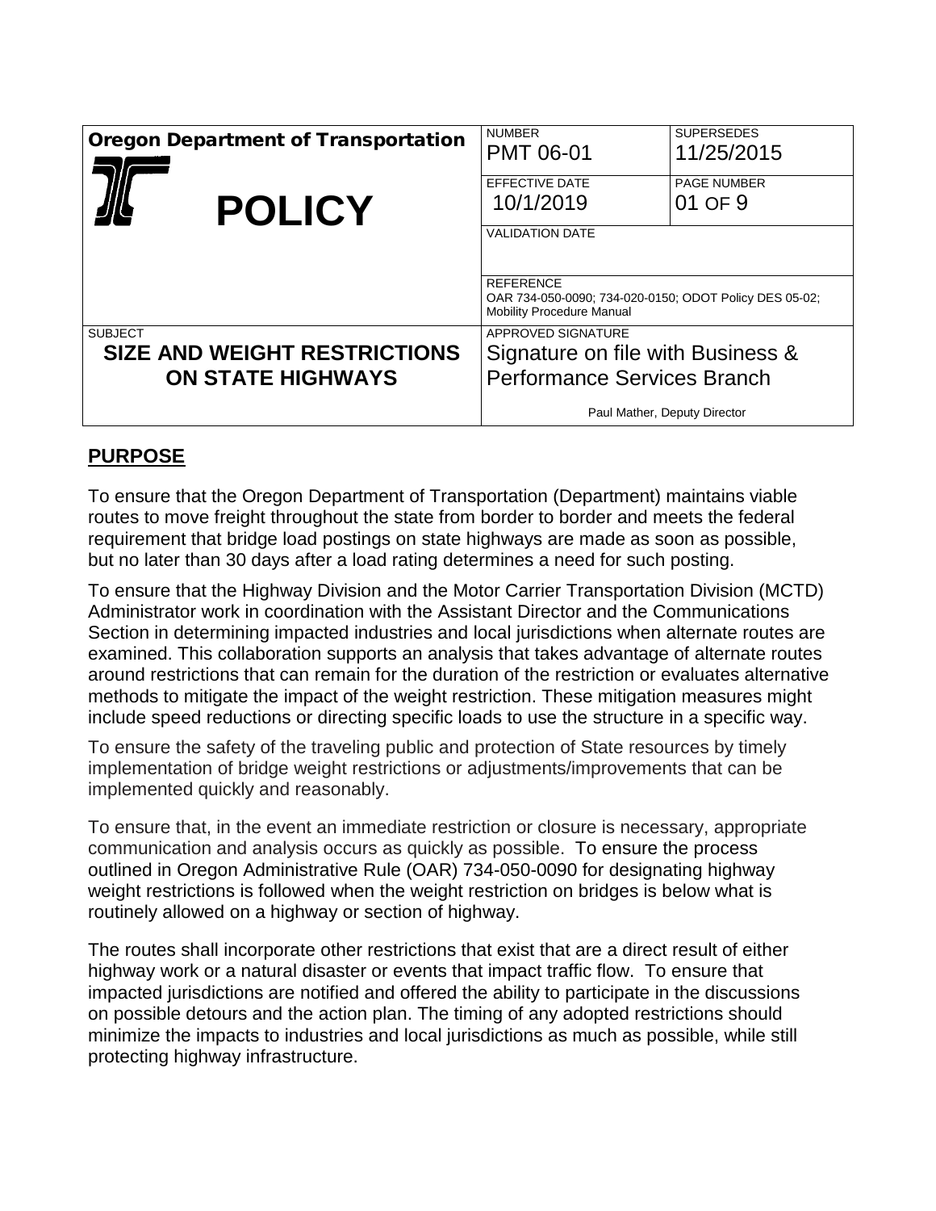| Oregon Department of Transportation | NUMBER | SUPERSEDES |
|---|---|---|
| **POLICY** | PMT 06-01 | 11/25/2015 |
| | EFFECTIVE DATE 10/1/2019 | PAGE NUMBER 01 OF 9 |
| | VALIDATION DATE | |
| | REFERENCE OAR 734-050-0090; 734-020-0150; ODOT Policy DES 05-02; Mobility Procedure Manual | |
| SUBJECT **SIZE AND WEIGHT RESTRICTIONS ON STATE HIGHWAYS** | APPROVED SIGNATURE Signature on file with Business & Performance Services Branch Paul Mather, Deputy Director | |

## PURPOSE

To ensure that the Oregon Department of Transportation (Department) maintains viable routes to move freight throughout the state from border to border and meets the federal requirement that bridge load postings on state highways are made as soon as possible, but no later than 30 days after a load rating determines a need for such posting.

To ensure that the Highway Division and the Motor Carrier Transportation Division (MCTD) Administrator work in coordination with the Assistant Director and the Communications Section in determining impacted industries and local jurisdictions when alternate routes are examined. This collaboration supports an analysis that takes advantage of alternate routes around restrictions that can remain for the duration of the restriction or evaluates alternative methods to mitigate the impact of the weight restriction. These mitigation measures might include speed reductions or directing specific loads to use the structure in a specific way.

To ensure the safety of the traveling public and protection of State resources by timely implementation of bridge weight restrictions or adjustments/improvements that can be implemented quickly and reasonably.

To ensure that, in the event an immediate restriction or closure is necessary, appropriate communication and analysis occurs as quickly as possible. To ensure the process outlined in Oregon Administrative Rule (OAR) 734-050-0090 for designating highway weight restrictions is followed when the weight restriction on bridges is below what is routinely allowed on a highway or section of highway.

The routes shall incorporate other restrictions that exist that are a direct result of either highway work or a natural disaster or events that impact traffic flow. To ensure that impacted jurisdictions are notified and offered the ability to participate in the discussions on possible detours and the action plan. The timing of any adopted restrictions should minimize the impacts to industries and local jurisdictions as much as possible, while still protecting highway infrastructure.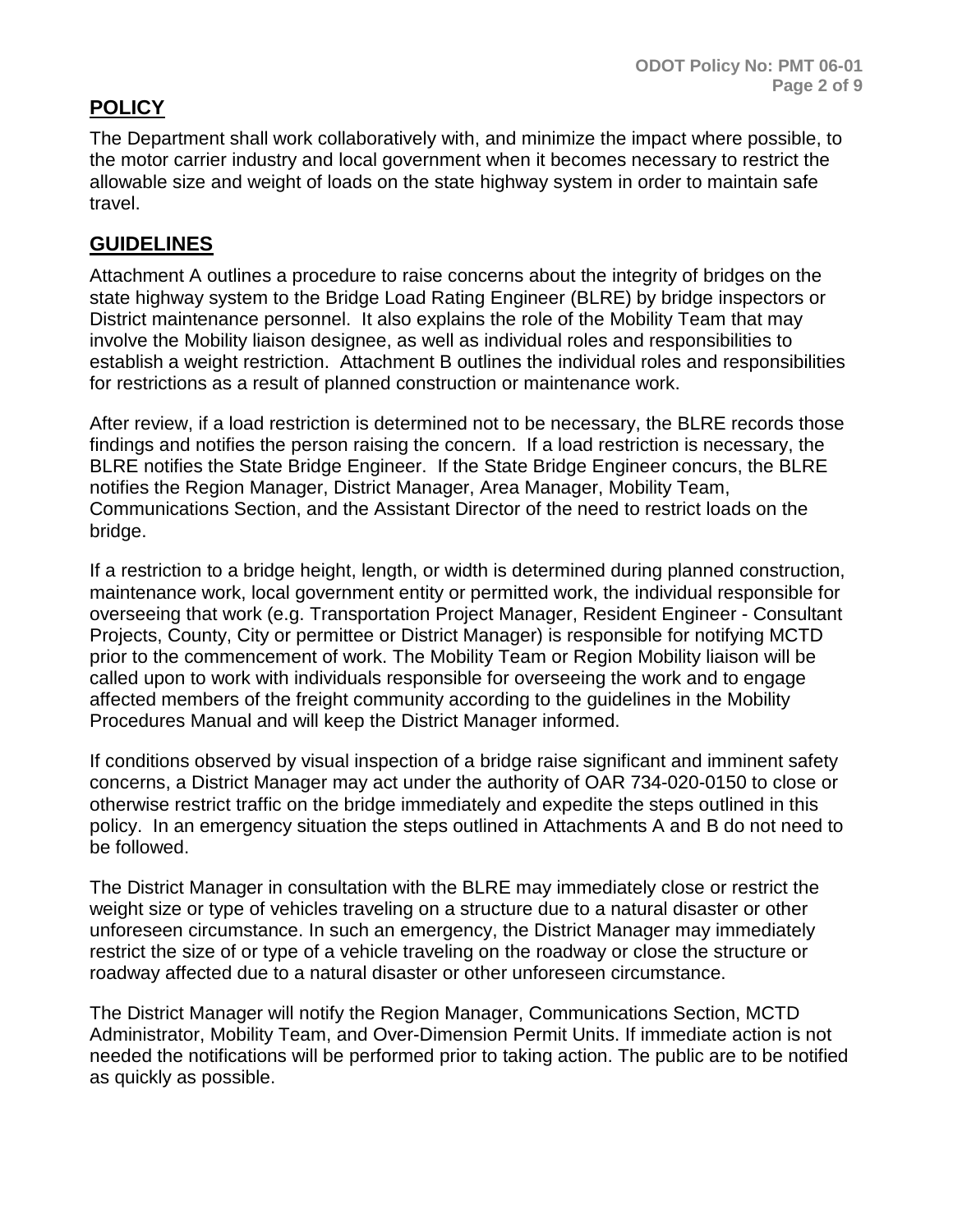## POLICY

The Department shall work collaboratively with, and minimize the impact where possible, to the motor carrier industry and local government when it becomes necessary to restrict the allowable size and weight of loads on the state highway system in order to maintain safe travel.

## GUIDELINES

Attachment A outlines a procedure to raise concerns about the integrity of bridges on the state highway system to the Bridge Load Rating Engineer (BLRE) by bridge inspectors or District maintenance personnel. It also explains the role of the Mobility Team that may involve the Mobility liaison designee, as well as individual roles and responsibilities to establish a weight restriction. Attachment B outlines the individual roles and responsibilities for restrictions as a result of planned construction or maintenance work.

After review, if a load restriction is determined not to be necessary, the BLRE records those findings and notifies the person raising the concern. If a load restriction is necessary, the BLRE notifies the State Bridge Engineer. If the State Bridge Engineer concurs, the BLRE notifies the Region Manager, District Manager, Area Manager, Mobility Team, Communications Section, and the Assistant Director of the need to restrict loads on the bridge.

If a restriction to a bridge height, length, or width is determined during planned construction, maintenance work, local government entity or permitted work, the individual responsible for overseeing that work (e.g. Transportation Project Manager, Resident Engineer - Consultant Projects, County, City or permittee or District Manager) is responsible for notifying MCTD prior to the commencement of work. The Mobility Team or Region Mobility liaison will be called upon to work with individuals responsible for overseeing the work and to engage affected members of the freight community according to the guidelines in the Mobility Procedures Manual and will keep the District Manager informed.

If conditions observed by visual inspection of a bridge raise significant and imminent safety concerns, a District Manager may act under the authority of OAR 734-020-0150 to close or otherwise restrict traffic on the bridge immediately and expedite the steps outlined in this policy. In an emergency situation the steps outlined in Attachments A and B do not need to be followed.

The District Manager in consultation with the BLRE may immediately close or restrict the weight size or type of vehicles traveling on a structure due to a natural disaster or other unforeseen circumstance. In such an emergency, the District Manager may immediately restrict the size of or type of a vehicle traveling on the roadway or close the structure or roadway affected due to a natural disaster or other unforeseen circumstance.

The District Manager will notify the Region Manager, Communications Section, MCTD Administrator, Mobility Team, and Over-Dimension Permit Units. If immediate action is not needed the notifications will be performed prior to taking action. The public are to be notified as quickly as possible.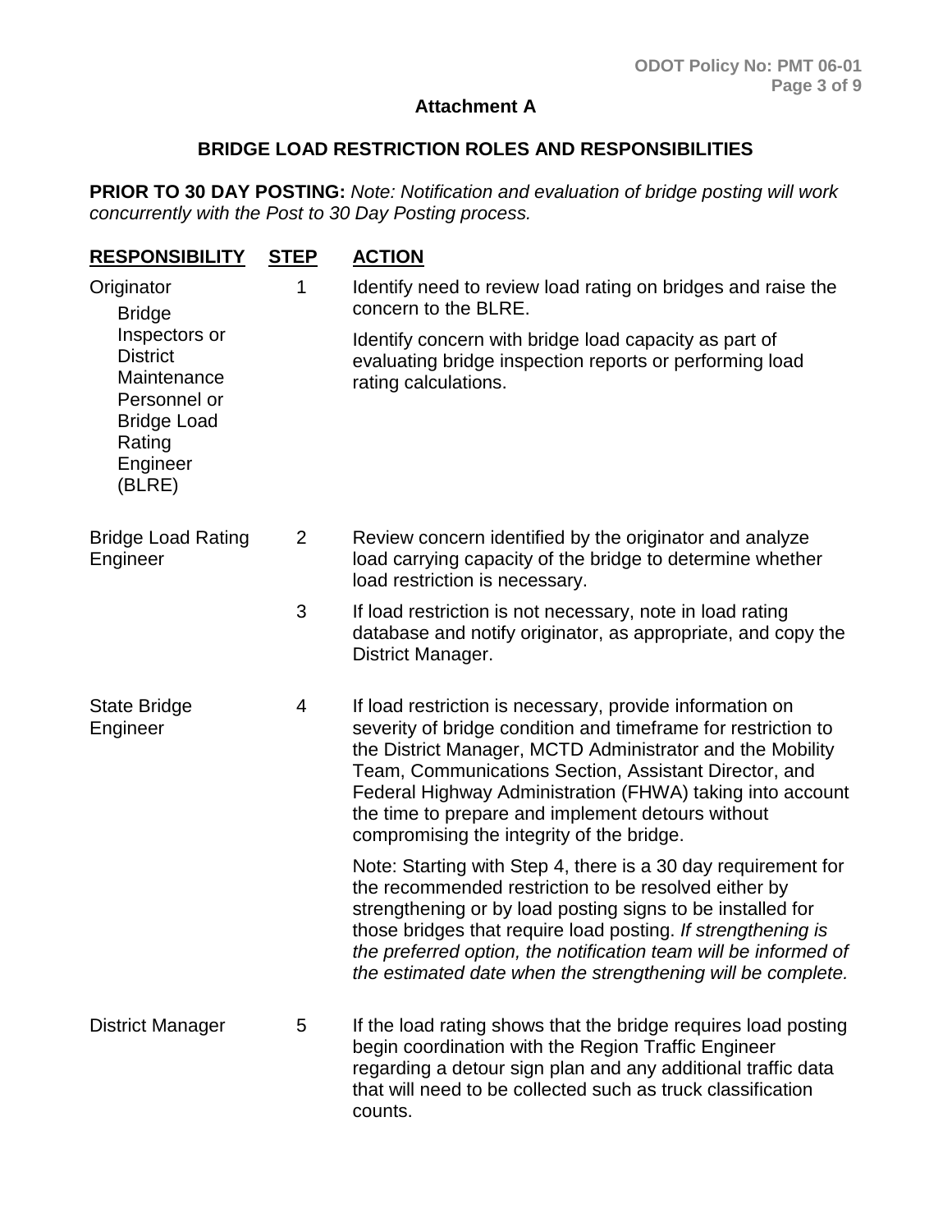## Attachment A

## BRIDGE LOAD RESTRICTION ROLES AND RESPONSIBILITIES

**PRIOR TO 30 DAY POSTING:** *Note: Notification and evaluation of bridge posting will work concurrently with the Post to 30 Day Posting process.*

| RESPONSIBILITY | STEP | ACTION |
|---|---|---|
| Originator<br>Bridge Inspectors or District Maintenance Personnel or Bridge Load Rating Engineer (BLRE) | 1 | Identify need to review load rating on bridges and raise the concern to the BLRE.<br><br>Identify concern with bridge load capacity as part of evaluating bridge inspection reports or performing load rating calculations. |
| Bridge Load Rating Engineer | 2 | Review concern identified by the originator and analyze load carrying capacity of the bridge to determine whether load restriction is necessary. |
| | 3 | If load restriction is not necessary, note in load rating database and notify originator, as appropriate, and copy the District Manager. |
| State Bridge Engineer | 4 | If load restriction is necessary, provide information on severity of bridge condition and timeframe for restriction to the District Manager, MCTD Administrator and the Mobility Team, Communications Section, Assistant Director, and Federal Highway Administration (FHWA) taking into account the time to prepare and implement detours without compromising the integrity of the bridge.<br><br>Note: Starting with Step 4, there is a 30 day requirement for the recommended restriction to be resolved either by strengthening or by load posting signs to be installed for those bridges that require load posting. *If strengthening is the preferred option, the notification team will be informed of the estimated date when the strengthening will be complete.* |
| District Manager | 5 | If the load rating shows that the bridge requires load posting begin coordination with the Region Traffic Engineer regarding a detour sign plan and any additional traffic data that will need to be collected such as truck classification counts. |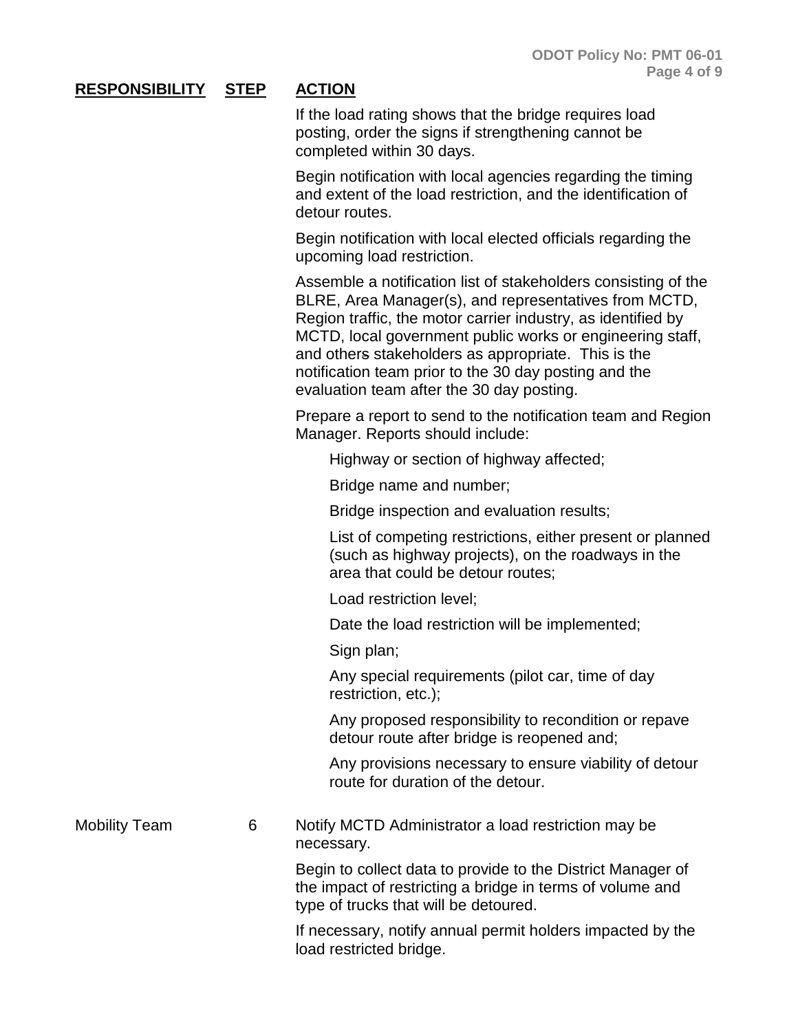| RESPONSIBILITY | STEP | ACTION |
|---|---|---|
| | | If the load rating shows that the bridge requires load posting, order the signs if strengthening cannot be completed within 30 days. |
| | | Begin notification with local agencies regarding the timing and extent of the load restriction, and the identification of detour routes. |
| | | Begin notification with local elected officials regarding the upcoming load restriction. |
| | | Assemble a notification list of stakeholders consisting of the BLRE, Area Manager(s), and representatives from MCTD, Region traffic, the motor carrier industry, as identified by MCTD, local government public works or engineering staff, and others stakeholders as appropriate. This is the notification team prior to the 30 day posting and the evaluation team after the 30 day posting. |
| | | Prepare a report to send to the notification team and Region Manager. Reports should include: |
| | | Highway or section of highway affected; |
| | | Bridge name and number; |
| | | Bridge inspection and evaluation results; |
| | | List of competing restrictions, either present or planned (such as highway projects), on the roadways in the area that could be detour routes; |
| | | Load restriction level; |
| | | Date the load restriction will be implemented; |
| | | Sign plan; |
| | | Any special requirements (pilot car, time of day restriction, etc.); |
| | | Any proposed responsibility to recondition or repave detour route after bridge is reopened and; |
| | | Any provisions necessary to ensure viability of detour route for duration of the detour. |
| Mobility Team | 6 | Notify MCTD Administrator a load restriction may be necessary. |
| | | Begin to collect data to provide to the District Manager of the impact of restricting a bridge in terms of volume and type of trucks that will be detoured. |
| | | If necessary, notify annual permit holders impacted by the load restricted bridge. |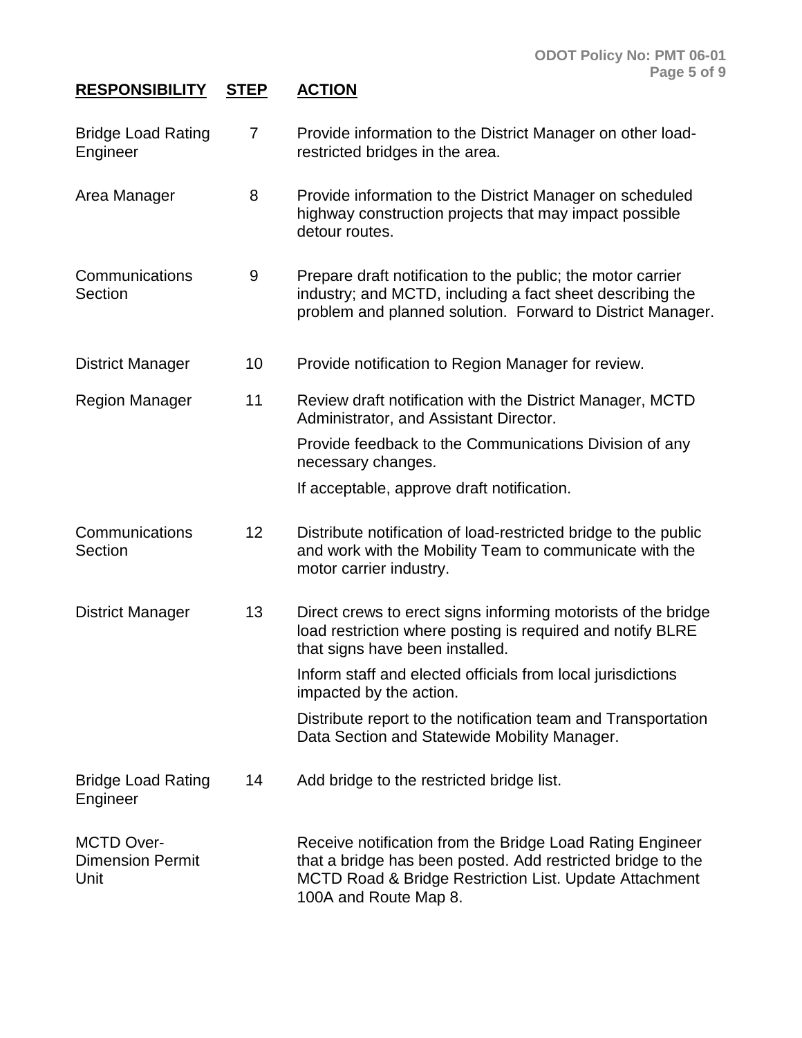| RESPONSIBILITY | STEP | ACTION |
|---|---|---|
| Bridge Load Rating Engineer | 7 | Provide information to the District Manager on other load-restricted bridges in the area. |
| Area Manager | 8 | Provide information to the District Manager on scheduled highway construction projects that may impact possible detour routes. |
| Communications Section | 9 | Prepare draft notification to the public; the motor carrier industry; and MCTD, including a fact sheet describing the problem and planned solution. Forward to District Manager. |
| District Manager | 10 | Provide notification to Region Manager for review. |
| Region Manager | 11 | Review draft notification with the District Manager, MCTD Administrator, and Assistant Director.<br><br>Provide feedback to the Communications Division of any necessary changes.<br><br>If acceptable, approve draft notification. |
| Communications Section | 12 | Distribute notification of load-restricted bridge to the public and work with the Mobility Team to communicate with the motor carrier industry. |
| District Manager | 13 | Direct crews to erect signs informing motorists of the bridge load restriction where posting is required and notify BLRE that signs have been installed.<br><br>Inform staff and elected officials from local jurisdictions impacted by the action.<br><br>Distribute report to the notification team and Transportation Data Section and Statewide Mobility Manager. |
| Bridge Load Rating Engineer | 14 | Add bridge to the restricted bridge list. |
| MCTD Over-Dimension Permit Unit | | Receive notification from the Bridge Load Rating Engineer that a bridge has been posted. Add restricted bridge to the MCTD Road & Bridge Restriction List. Update Attachment 100A and Route Map 8. |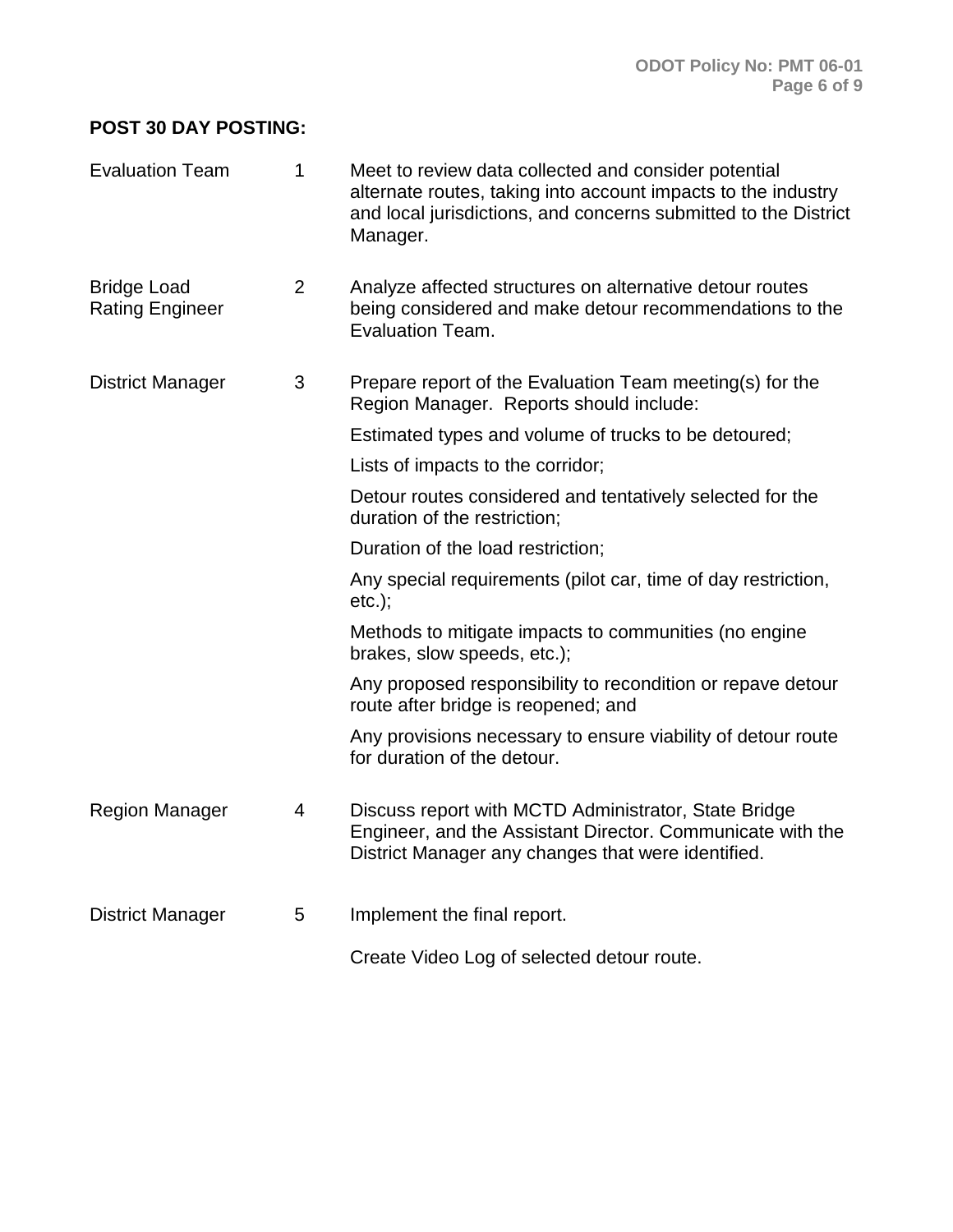**POST 30 DAY POSTING:**

| | | |
|---|---|---|
| Evaluation Team | 1 | Meet to review data collected and consider potential alternate routes, taking into account impacts to the industry and local jurisdictions, and concerns submitted to the District Manager. |
| Bridge Load Rating Engineer | 2 | Analyze affected structures on alternative detour routes being considered and make detour recommendations to the Evaluation Team. |
| District Manager | 3 | Prepare report of the Evaluation Team meeting(s) for the Region Manager. Reports should include:<br><br>Estimated types and volume of trucks to be detoured;<br><br>Lists of impacts to the corridor;<br><br>Detour routes considered and tentatively selected for the duration of the restriction;<br><br>Duration of the load restriction;<br><br>Any special requirements (pilot car, time of day restriction, etc.);<br><br>Methods to mitigate impacts to communities (no engine brakes, slow speeds, etc.);<br><br>Any proposed responsibility to recondition or repave detour route after bridge is reopened; and<br><br>Any provisions necessary to ensure viability of detour route for duration of the detour. |
| Region Manager | 4 | Discuss report with MCTD Administrator, State Bridge Engineer, and the Assistant Director. Communicate with the District Manager any changes that were identified. |
| District Manager | 5 | Implement the final report.<br><br>Create Video Log of selected detour route. |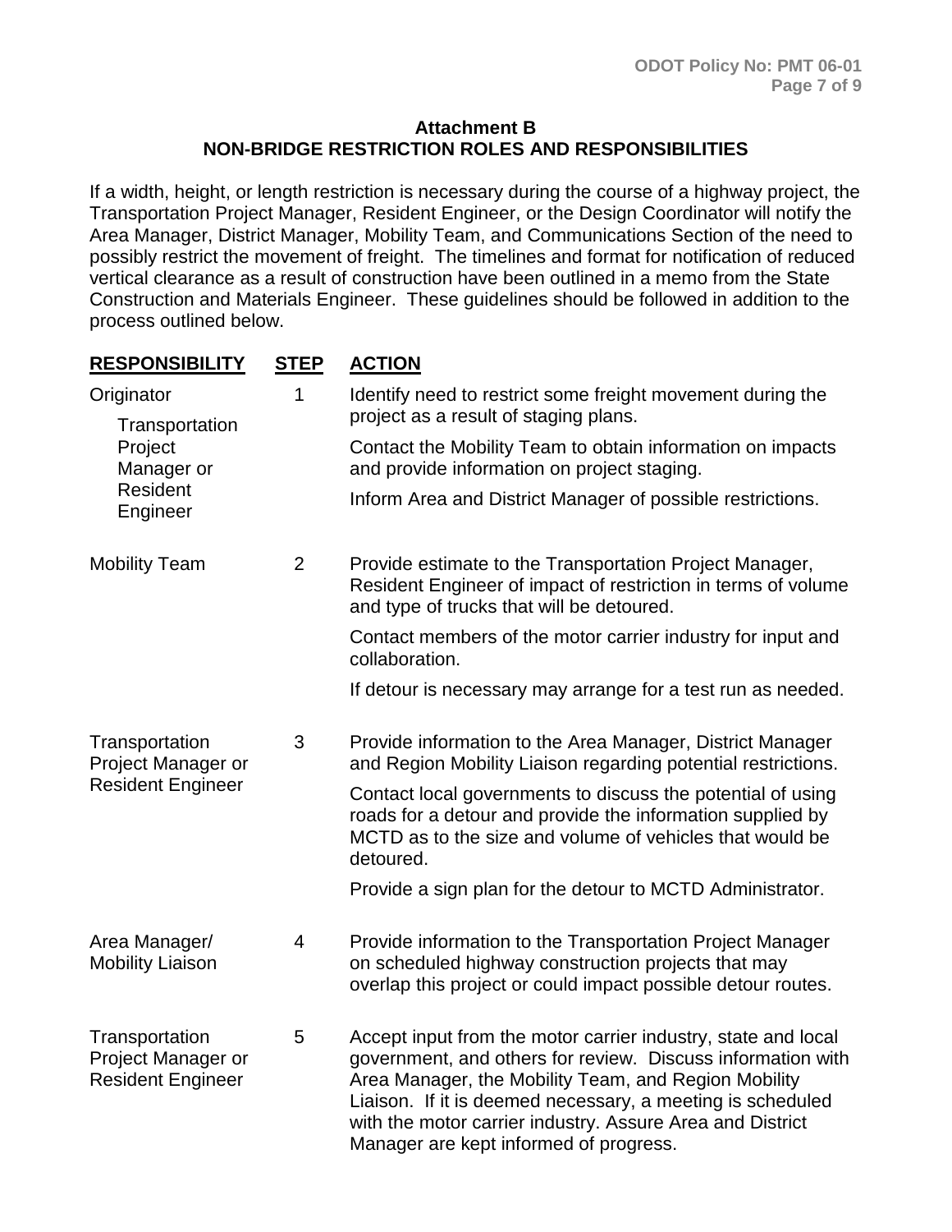## Attachment B
## NON-BRIDGE RESTRICTION ROLES AND RESPONSIBILITIES

If a width, height, or length restriction is necessary during the course of a highway project, the Transportation Project Manager, Resident Engineer, or the Design Coordinator will notify the Area Manager, District Manager, Mobility Team, and Communications Section of the need to possibly restrict the movement of freight. The timelines and format for notification of reduced vertical clearance as a result of construction have been outlined in a memo from the State Construction and Materials Engineer. These guidelines should be followed in addition to the process outlined below.

| RESPONSIBILITY | STEP | ACTION |
|---|---|---|
| Originator<br>Transportation Project Manager or Resident Engineer | 1 | Identify need to restrict some freight movement during the project as a result of staging plans.<br><br>Contact the Mobility Team to obtain information on impacts and provide information on project staging.<br><br>Inform Area and District Manager of possible restrictions. |
| Mobility Team | 2 | Provide estimate to the Transportation Project Manager, Resident Engineer of impact of restriction in terms of volume and type of trucks that will be detoured.<br><br>Contact members of the motor carrier industry for input and collaboration.<br><br>If detour is necessary may arrange for a test run as needed. |
| Transportation Project Manager or Resident Engineer | 3 | Provide information to the Area Manager, District Manager and Region Mobility Liaison regarding potential restrictions.<br><br>Contact local governments to discuss the potential of using roads for a detour and provide the information supplied by MCTD as to the size and volume of vehicles that would be detoured.<br><br>Provide a sign plan for the detour to MCTD Administrator. |
| Area Manager/ Mobility Liaison | 4 | Provide information to the Transportation Project Manager on scheduled highway construction projects that may overlap this project or could impact possible detour routes. |
| Transportation Project Manager or Resident Engineer | 5 | Accept input from the motor carrier industry, state and local government, and others for review. Discuss information with Area Manager, the Mobility Team, and Region Mobility Liaison. If it is deemed necessary, a meeting is scheduled with the motor carrier industry. Assure Area and District Manager are kept informed of progress. |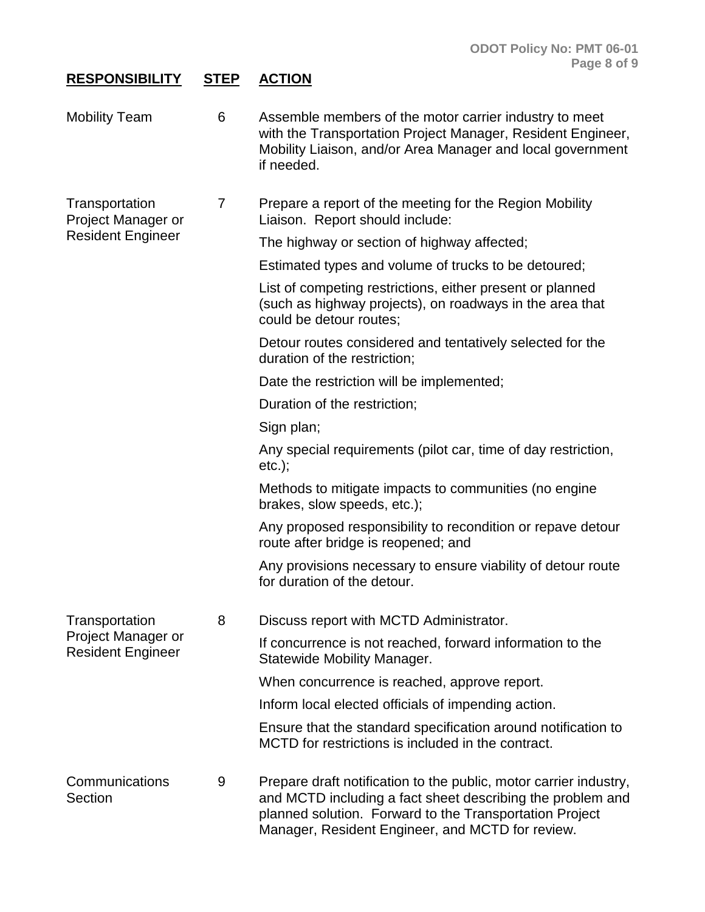| RESPONSIBILITY | STEP | ACTION |
|---|---|---|
| Mobility Team | 6 | Assemble members of the motor carrier industry to meet with the Transportation Project Manager, Resident Engineer, Mobility Liaison, and/or Area Manager and local government if needed. |
| Transportation Project Manager or Resident Engineer | 7 | Prepare a report of the meeting for the Region Mobility Liaison. Report should include:<br><br>The highway or section of highway affected;<br><br>Estimated types and volume of trucks to be detoured;<br><br>List of competing restrictions, either present or planned (such as highway projects), on roadways in the area that could be detour routes;<br><br>Detour routes considered and tentatively selected for the duration of the restriction;<br><br>Date the restriction will be implemented;<br><br>Duration of the restriction;<br><br>Sign plan;<br><br>Any special requirements (pilot car, time of day restriction, etc.);<br><br>Methods to mitigate impacts to communities (no engine brakes, slow speeds, etc.);<br><br>Any proposed responsibility to recondition or repave detour route after bridge is reopened; and<br><br>Any provisions necessary to ensure viability of detour route for duration of the detour. |
| Transportation Project Manager or Resident Engineer | 8 | Discuss report with MCTD Administrator.<br><br>If concurrence is not reached, forward information to the Statewide Mobility Manager.<br><br>When concurrence is reached, approve report.<br><br>Inform local elected officials of impending action.<br><br>Ensure that the standard specification around notification to MCTD for restrictions is included in the contract. |
| Communications Section | 9 | Prepare draft notification to the public, motor carrier industry, and MCTD including a fact sheet describing the problem and planned solution. Forward to the Transportation Project Manager, Resident Engineer, and MCTD for review. |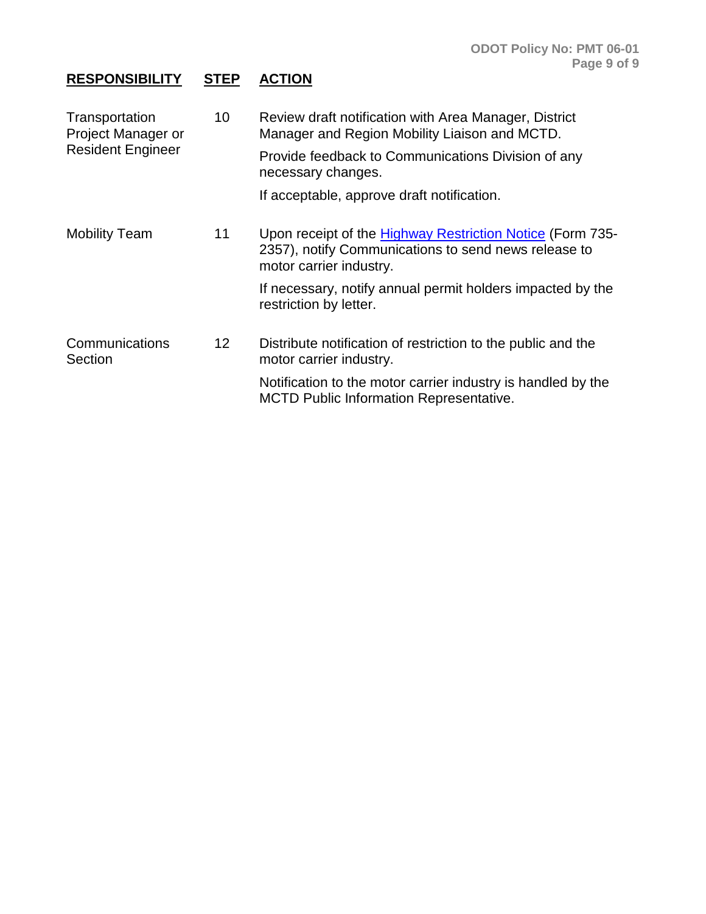| RESPONSIBILITY | STEP | ACTION |
| --- | --- | --- |
| Transportation Project Manager or Resident Engineer | 10 | Review draft notification with Area Manager, District Manager and Region Mobility Liaison and MCTD.<br><br>Provide feedback to Communications Division of any necessary changes.<br><br>If acceptable, approve draft notification. |
| Mobility Team | 11 | Upon receipt of the Highway Restriction Notice (Form 735-2357), notify Communications to send news release to motor carrier industry.<br><br>If necessary, notify annual permit holders impacted by the restriction by letter. |
| Communications Section | 12 | Distribute notification of restriction to the public and the motor carrier industry.<br><br>Notification to the motor carrier industry is handled by the MCTD Public Information Representative. |